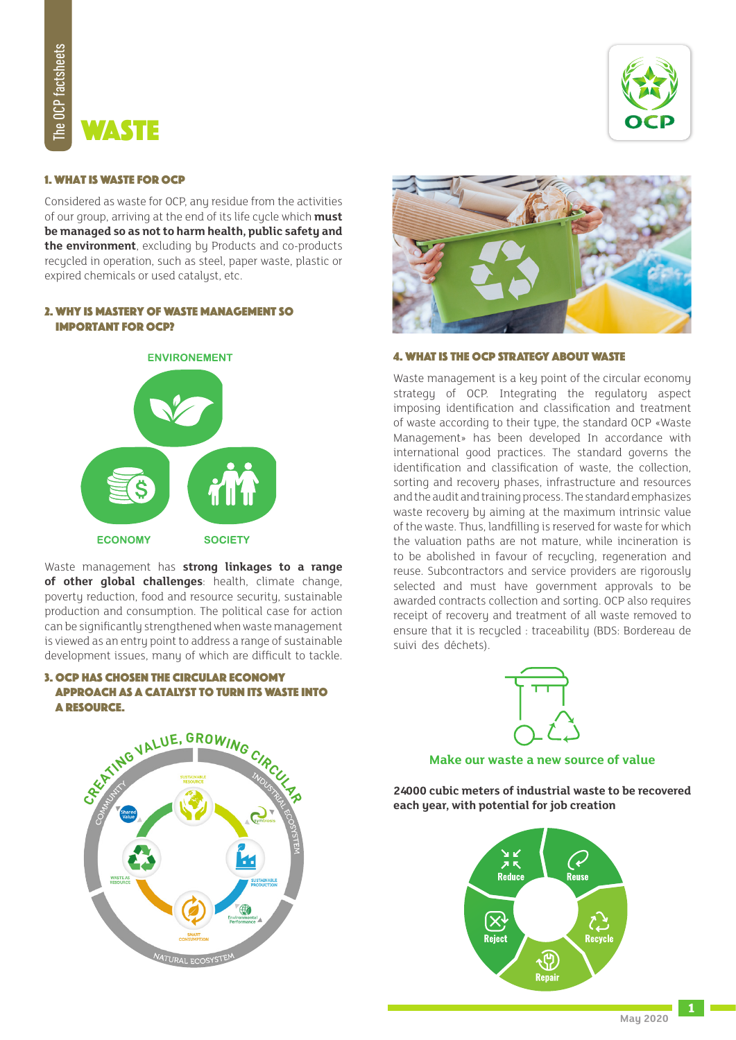# WASTE

## 1. WHAT IS WASTE FOR OCP

Considered as waste for OCP, any residue from the activities of our group, arriving at the end of its life cycle which **must be managed so as not to harm health, public safety and the environment**, excluding by Products and co-products recycled in operation, such as steel, paper waste, plastic or expired chemicals or used catalyst, etc.

## 2. WHY IS MASTERY OF WASTE MANAGEMENT SO IMPORTANT FOR OCP?

ENVIRONEMENT

ECONOMY

SOCIETY

Waste management has **strong linkages to a range of other global challenges**: health, climate change, poverty reduction, food and resource security, sustainable production and consumption. The political case for action can be significantly strengthened when waste management is viewed as an entry point to address a range of sustainable development issues, many of which are difficult to tackle.

## 3. OCP HAS CHOSEN THE CIRCULAR ECONOMY APPROACH AS A CATALYST TO TURN ITS WASTE INTO A RESOURCE.

CREATING VALUE, GROWING CIRCULAR

COMMUNITY · Shared Value · SUSTAINABLE RESOURCE · INDUSTRIAL ECOSYSTEM · Symbiosis · WASTE AS RESOURCE · SUSTAINABLE PRODUCTION · Environmental Performance · SMART CONSUMPTION · NATURAL ECOSYSTEM

## 4. WHAT IS THE OCP STRATEGY ABOUT WASTE

Waste management is a key point of the circular economy strategy of OCP. Integrating the regulatory aspect imposing identification and classification and treatment of waste according to their type, the standard OCP «Waste Management» has been developed In accordance with international good practices. The standard governs the identification and classification of waste, the collection, sorting and recovery phases, infrastructure and resources and the audit and training process. The standard emphasizes waste recovery by aiming at the maximum intrinsic value of the waste. Thus, landfilling is reserved for waste for which the valuation paths are not mature, while incineration is to be abolished in favour of recycling, regeneration and reuse. Subcontractors and service providers are rigorously selected and must have government approvals to be awarded contracts collection and sorting. OCP also requires receipt of recovery and treatment of all waste removed to ensure that it is recycled : traceability (BDS: Bordereau de suivi des déchets).

**Make our waste a new source of value**

**24000 cubic meters of industrial waste to be recovered each year, with potential for job creation**

Reduce · Reuse · Recycle · Repair · Reject

May 2020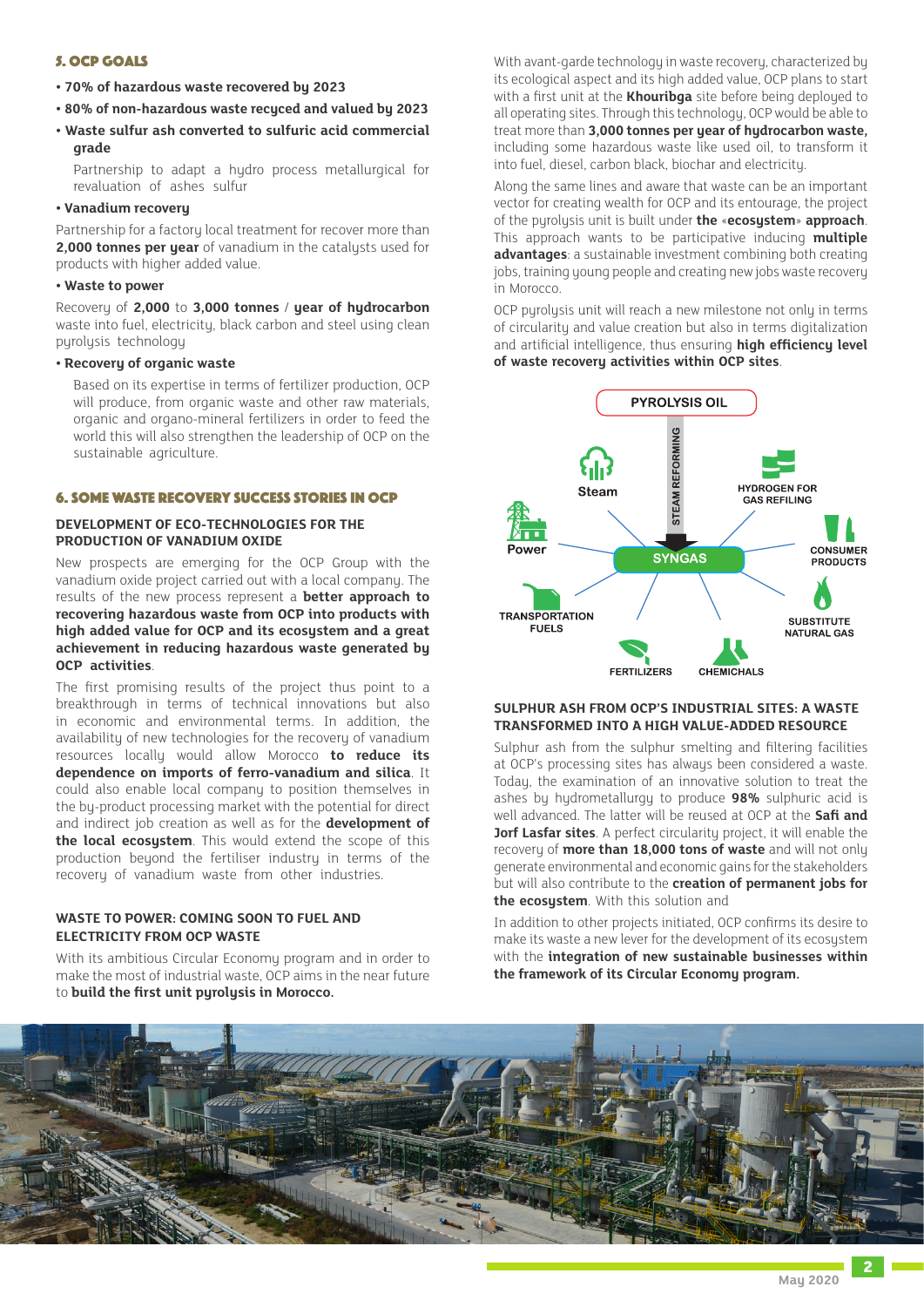## 5. OCP GOALS

- **70% of hazardous waste recovered by 2023**
- **80% of non-hazardous waste recyced and valued by 2023**
- **Waste sulfur ash converted to sulfuric acid commercial grade**

  Partnership to adapt a hydro process metallurgical for revaluation of ashes sulfur

- **Vanadium recovery**

Partnership for a factory local treatment for recover more than **2,000 tonnes per year** of vanadium in the catalysts used for products with higher added value.

- **Waste to power**

Recovery of **2,000** to **3,000 tonnes / year of hydrocarbon** waste into fuel, electricity, black carbon and steel using clean pyrolysis technology

- **Recovery of organic waste**

  Based on its expertise in terms of fertilizer production, OCP will produce, from organic waste and other raw materials, organic and organo-mineral fertilizers in order to feed the world this will also strengthen the leadership of OCP on the sustainable agriculture.

## 6. SOME WASTE RECOVERY SUCCESS STORIES IN OCP

### DEVELOPMENT OF ECO-TECHNOLOGIES FOR THE PRODUCTION OF VANADIUM OXIDE

New prospects are emerging for the OCP Group with the vanadium oxide project carried out with a local company. The results of the new process represent a **better approach to recovering hazardous waste from OCP into products with high added value for OCP and its ecosystem and a great achievement in reducing hazardous waste generated by OCP activities**.

The first promising results of the project thus point to a breakthrough in terms of technical innovations but also in economic and environmental terms. In addition, the availability of new technologies for the recovery of vanadium resources locally would allow Morocco **to reduce its dependence on imports of ferro-vanadium and silica**. It could also enable local company to position themselves in the by-product processing market with the potential for direct and indirect job creation as well as for the **development of the local ecosystem**. This would extend the scope of this production beyond the fertiliser industry in terms of the recovery of vanadium waste from other industries.

### WASTE TO POWER: COMING SOON TO FUEL AND ELECTRICITY FROM OCP WASTE

With its ambitious Circular Economy program and in order to make the most of industrial waste, OCP aims in the near future to **build the first unit pyrolysis in Morocco.**

With avant-garde technology in waste recovery, characterized by its ecological aspect and its high added value, OCP plans to start with a first unit at the **Khouribga** site before being deployed to all operating sites. Through this technology, OCP would be able to treat more than **3,000 tonnes per year of hydrocarbon waste,** including some hazardous waste like used oil, to transform it into fuel, diesel, carbon black, biochar and electricity.

Along the same lines and aware that waste can be an important vector for creating wealth for OCP and its entourage, the project of the pyrolysis unit is built under **the «ecosystem» approach**. This approach wants to be participative inducing **multiple advantages**: a sustainable investment combining both creating jobs, training young people and creating new jobs waste recovery in Morocco.

OCP pyrolysis unit will reach a new milestone not only in terms of circularity and value creation but also in terms digitalization and artificial intelligence, thus ensuring **high efficiency level of waste recovery activities within OCP sites**.

PYROLYSIS OIL
STEAM REFORMING
SYNGAS
Steam
Power
HYDROGEN FOR GAS REFILING
CONSUMER PRODUCTS
TRANSPORTATION FUELS
SUBSTITUTE NATURAL GAS
FERTILIZERS
CHEMICHALS

### SULPHUR ASH FROM OCP'S INDUSTRIAL SITES: A WASTE TRANSFORMED INTO A HIGH VALUE-ADDED RESOURCE

Sulphur ash from the sulphur smelting and filtering facilities at OCP's processing sites has always been considered a waste. Today, the examination of an innovative solution to treat the ashes by hydrometallurgy to produce **98%** sulphuric acid is well advanced. The latter will be reused at OCP at the **Safi and Jorf Lasfar sites**. A perfect circularity project, it will enable the recovery of **more than 18,000 tons of waste** and will not only generate environmental and economic gains for the stakeholders but will also contribute to the **creation of permanent jobs for the ecosystem**. With this solution and

In addition to other projects initiated, OCP confirms its desire to make its waste a new lever for the development of its ecosystem with the **integration of new sustainable businesses within the framework of its Circular Economy program.**

May 2020